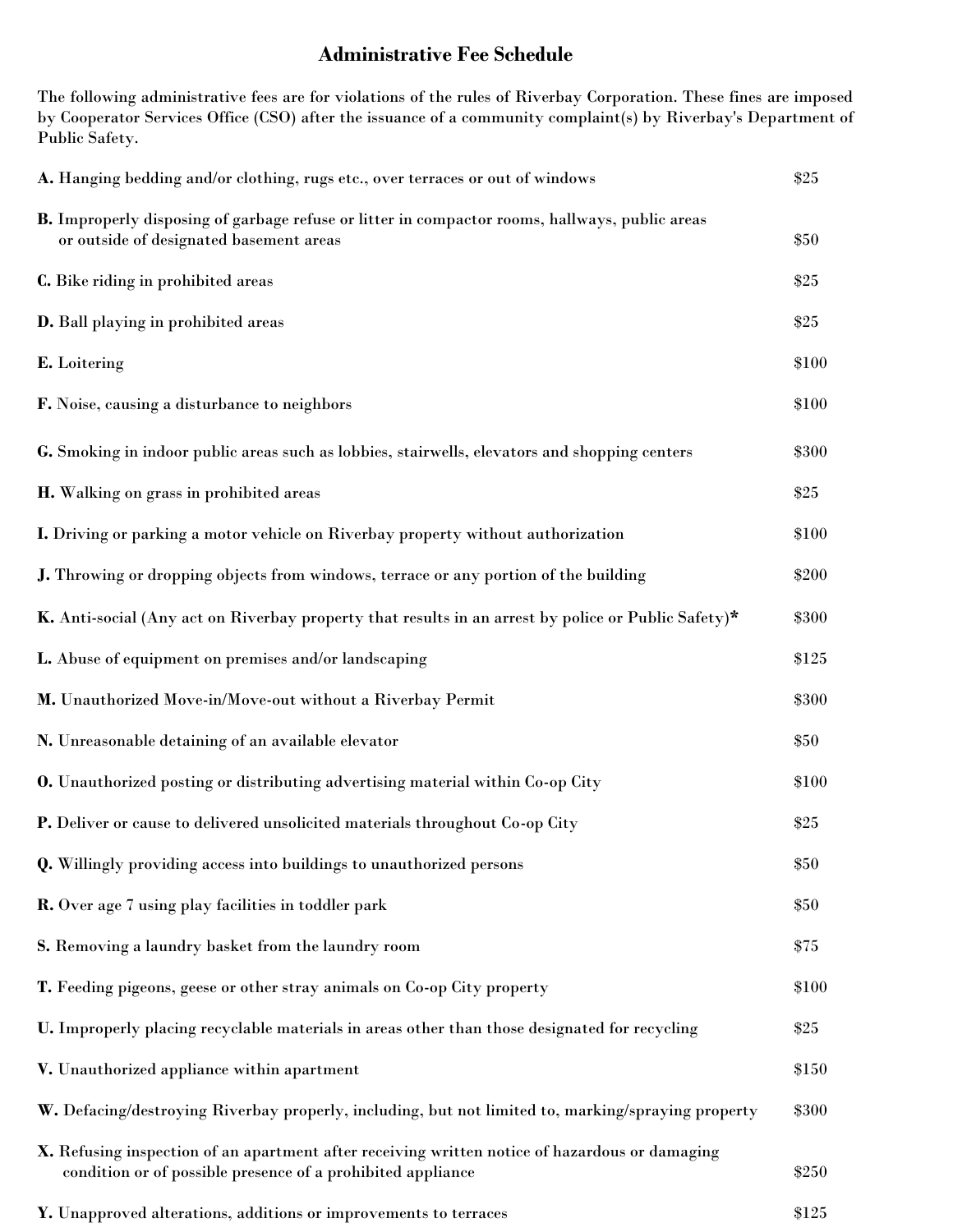# Administrative Fee Schedule

The following administrative fees are for violations of the rules of Riverbay Corporation. These fines are imposed by Cooperator Services Office (CSO) after the issuance of a community complaint(s) by Riverbay's Department of Public Safety.

| | |
|---|---|
| **A.** Hanging bedding and/or clothing, rugs etc., over terraces or out of windows | $25 |
| **B.** Improperly disposing of garbage refuse or litter in compactor rooms, hallways, public areas or outside of designated basement areas | $50 |
| **C.** Bike riding in prohibited areas | $25 |
| **D.** Ball playing in prohibited areas | $25 |
| **E.** Loitering | $100 |
| **F.** Noise, causing a disturbance to neighbors | $100 |
| **G.** Smoking in indoor public areas such as lobbies, stairwells, elevators and shopping centers | $300 |
| **H.** Walking on grass in prohibited areas | $25 |
| **I.** Driving or parking a motor vehicle on Riverbay property without authorization | $100 |
| **J.** Throwing or dropping objects from windows, terrace or any portion of the building | $200 |
| **K.** Anti-social (Any act on Riverbay property that results in an arrest by police or Public Safety)* | $300 |
| **L.** Abuse of equipment on premises and/or landscaping | $125 |
| **M.** Unauthorized Move-in/Move-out without a Riverbay Permit | $300 |
| **N.** Unreasonable detaining of an available elevator | $50 |
| **O.** Unauthorized posting or distributing advertising material within Co-op City | $100 |
| **P.** Deliver or cause to delivered unsolicited materials throughout Co-op City | $25 |
| **Q.** Willingly providing access into buildings to unauthorized persons | $50 |
| **R.** Over age 7 using play facilities in toddler park | $50 |
| **S.** Removing a laundry basket from the laundry room | $75 |
| **T.** Feeding pigeons, geese or other stray animals on Co-op City property | $100 |
| **U.** Improperly placing recyclable materials in areas other than those designated for recycling | $25 |
| **V.** Unauthorized appliance within apartment | $150 |
| **W.** Defacing/destroying Riverbay properly, including, but not limited to, marking/spraying property | $300 |
| **X.** Refusing inspection of an apartment after receiving written notice of hazardous or damaging condition or of possible presence of a prohibited appliance | $250 |
| **Y.** Unapproved alterations, additions or improvements to terraces | $125 |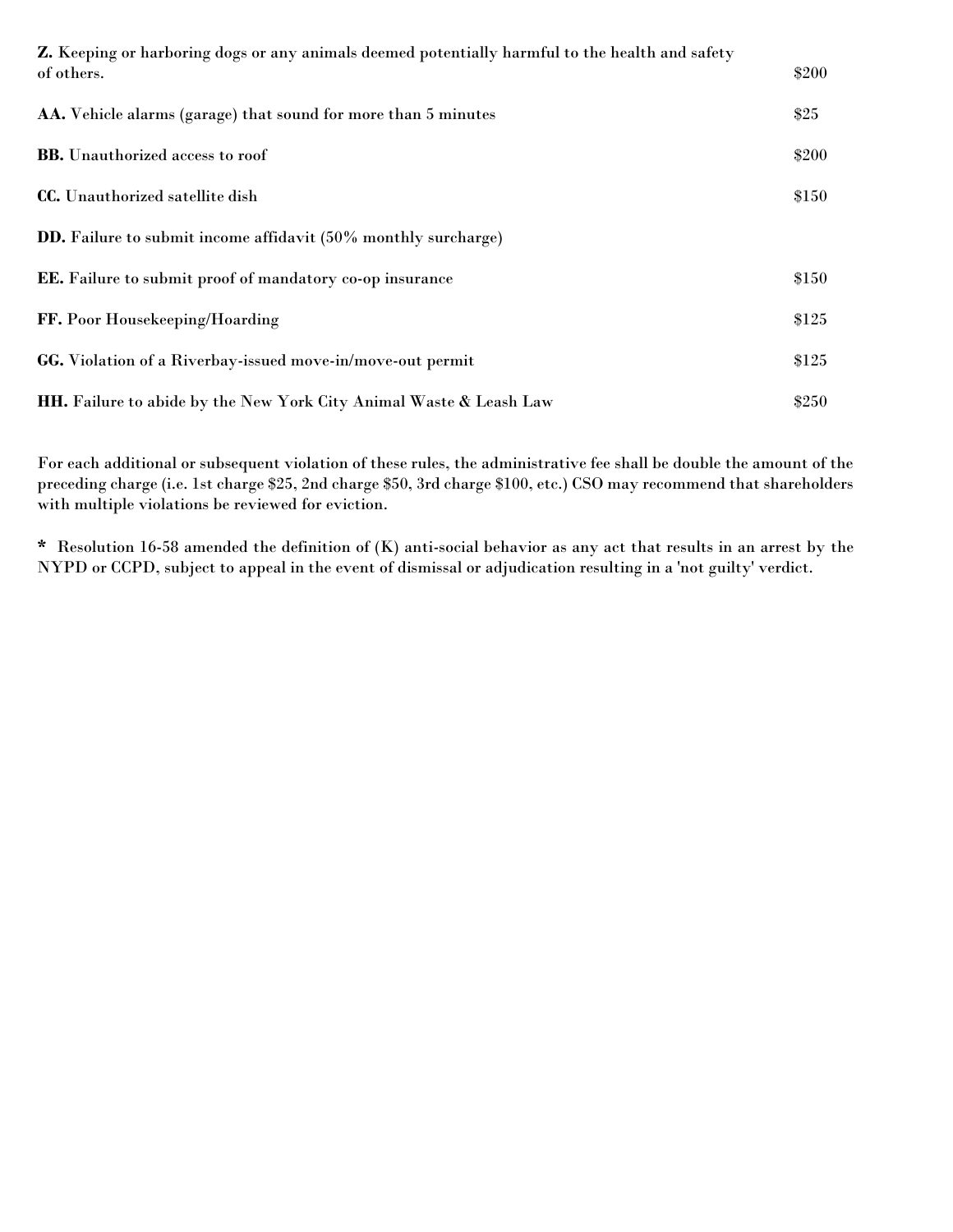| | |
|---|---|
| **Z.** Keeping or harboring dogs or any animals deemed potentially harmful to the health and safety of others. | $200 |
| **AA.** Vehicle alarms (garage) that sound for more than 5 minutes | $25 |
| **BB.** Unauthorized access to roof | $200 |
| **CC.** Unauthorized satellite dish | $150 |
| **DD.** Failure to submit income affidavit (50% monthly surcharge) | |
| **EE.** Failure to submit proof of mandatory co-op insurance | $150 |
| **FF.** Poor Housekeeping/Hoarding | $125 |
| **GG.** Violation of a Riverbay-issued move-in/move-out permit | $125 |
| **HH.** Failure to abide by the New York City Animal Waste & Leash Law | $250 |

For each additional or subsequent violation of these rules, the administrative fee shall be double the amount of the preceding charge (i.e. 1st charge $25, 2nd charge $50, 3rd charge $100, etc.) CSO may recommend that shareholders with multiple violations be reviewed for eviction.

**\*** Resolution 16-58 amended the definition of (K) anti-social behavior as any act that results in an arrest by the NYPD or CCPD, subject to appeal in the event of dismissal or adjudication resulting in a 'not guilty' verdict.